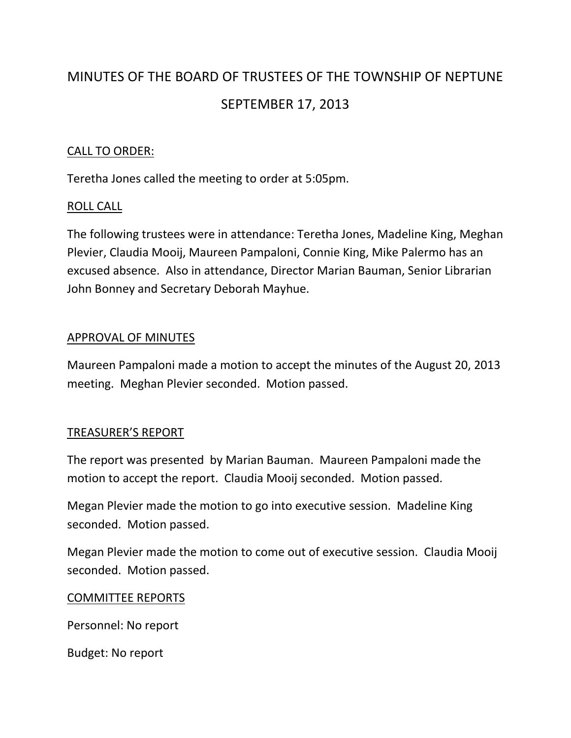# MINUTES OF THE BOARD OF TRUSTEES OF THE TOWNSHIP OF NEPTUNE

# SEPTEMBER 17, 2013

## CALL TO ORDER:

Teretha Jones called the meeting to order at 5:05pm.

## ROLL CALL

The following trustees were in attendance: Teretha Jones, Madeline King, Meghan Plevier, Claudia Mooij, Maureen Pampaloni, Connie King, Mike Palermo has an excused absence. Also in attendance, Director Marian Bauman, Senior Librarian John Bonney and Secretary Deborah Mayhue.

## APPROVAL OF MINUTES

Maureen Pampaloni made a motion to accept the minutes of the August 20, 2013 meeting. Meghan Plevier seconded. Motion passed.

## TREASURER'S REPORT

The report was presented by Marian Bauman. Maureen Pampaloni made the motion to accept the report. Claudia Mooij seconded. Motion passed.

Megan Plevier made the motion to go into executive session. Madeline King seconded. Motion passed.

Megan Plevier made the motion to come out of executive session. Claudia Mooij seconded. Motion passed.

## COMMITTEE REPORTS

Personnel: No report

Budget: No report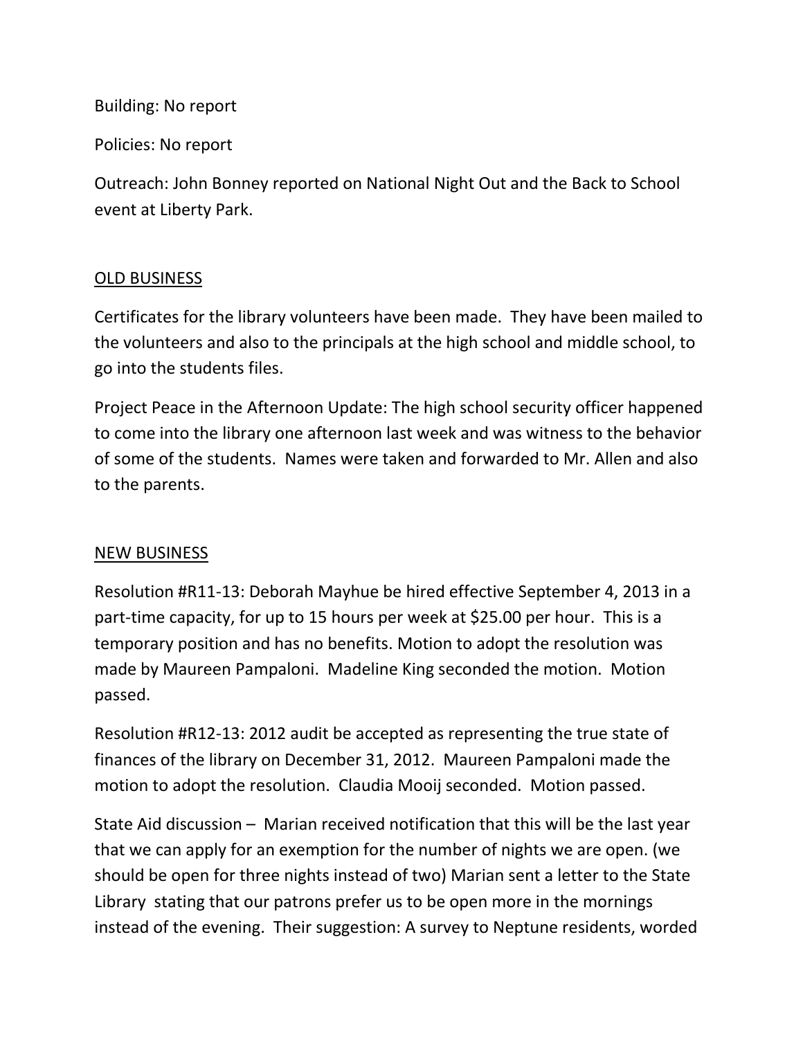Building: No report

Policies: No report

Outreach: John Bonney reported on National Night Out and the Back to School event at Liberty Park.

<u>OLD BUSINESS</u>

Certificates for the library volunteers have been made. They have been mailed to the volunteers and also to the principals at the high school and middle school, to go into the students files.

Project Peace in the Afternoon Update: The high school security officer happened to come into the library one afternoon last week and was witness to the behavior of some of the students. Names were taken and forwarded to Mr. Allen and also to the parents.

<u>NEW BUSINESS</u>

Resolution #R11-13: Deborah Mayhue be hired effective September 4, 2013 in a part-time capacity, for up to 15 hours per week at $25.00 per hour. This is a temporary position and has no benefits. Motion to adopt the resolution was made by Maureen Pampaloni. Madeline King seconded the motion. Motion passed.

Resolution #R12-13: 2012 audit be accepted as representing the true state of finances of the library on December 31, 2012. Maureen Pampaloni made the motion to adopt the resolution. Claudia Mooij seconded. Motion passed.

State Aid discussion – Marian received notification that this will be the last year that we can apply for an exemption for the number of nights we are open. (we should be open for three nights instead of two) Marian sent a letter to the State Library stating that our patrons prefer us to be open more in the mornings instead of the evening. Their suggestion: A survey to Neptune residents, worded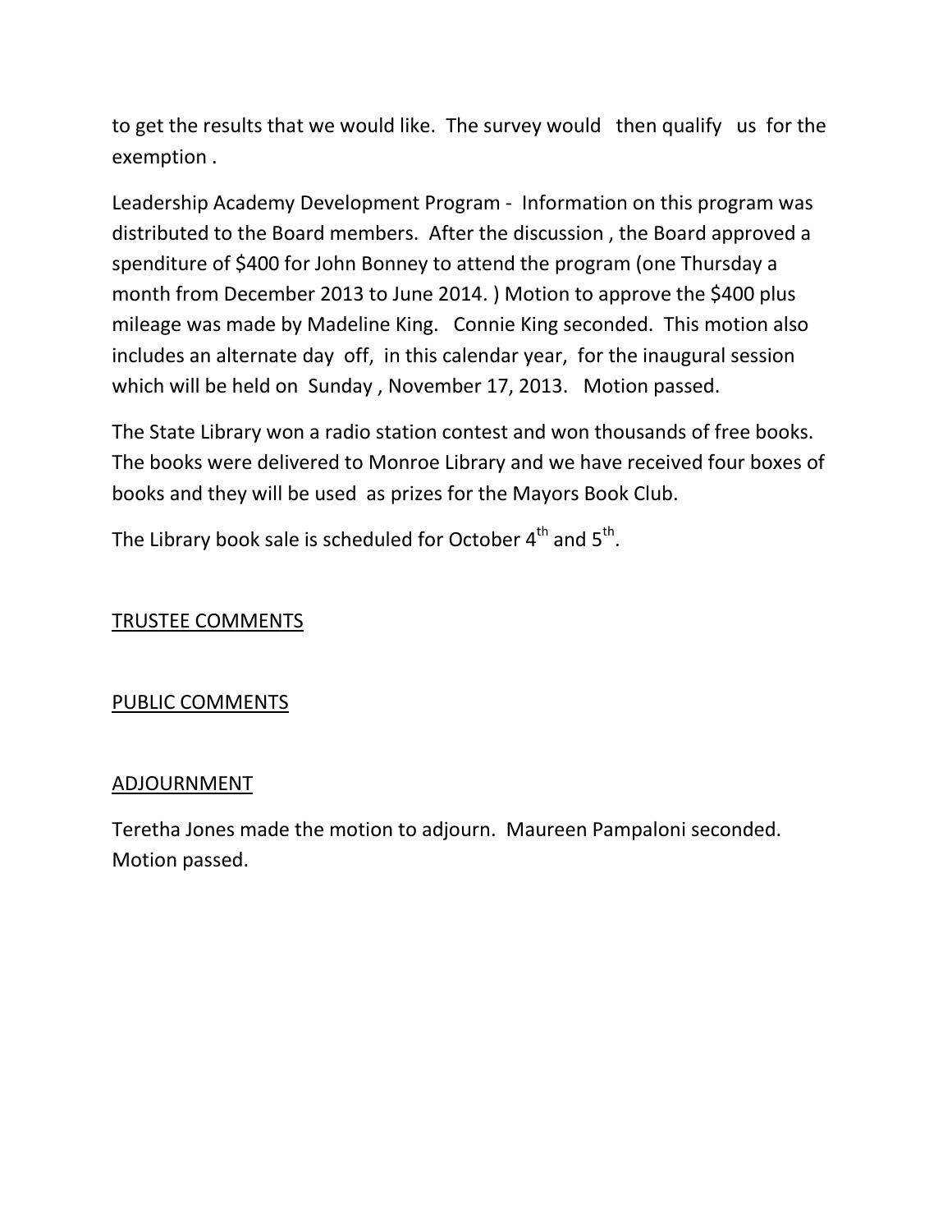to get the results that we would like. The survey would then qualify us for the exemption .

Leadership Academy Development Program - Information on this program was distributed to the Board members. After the discussion , the Board approved a spenditure of $400 for John Bonney to attend the program (one Thursday a month from December 2013 to June 2014. ) Motion to approve the $400 plus mileage was made by Madeline King. Connie King seconded. This motion also includes an alternate day off, in this calendar year, for the inaugural session which will be held on Sunday , November 17, 2013. Motion passed.

The State Library won a radio station contest and won thousands of free books. The books were delivered to Monroe Library and we have received four boxes of books and they will be used as prizes for the Mayors Book Club.

The Library book sale is scheduled for October 4th and 5th.

<u>TRUSTEE COMMENTS</u>

<u>PUBLIC COMMENTS</u>

<u>ADJOURNMENT</u>

Teretha Jones made the motion to adjourn. Maureen Pampaloni seconded. Motion passed.